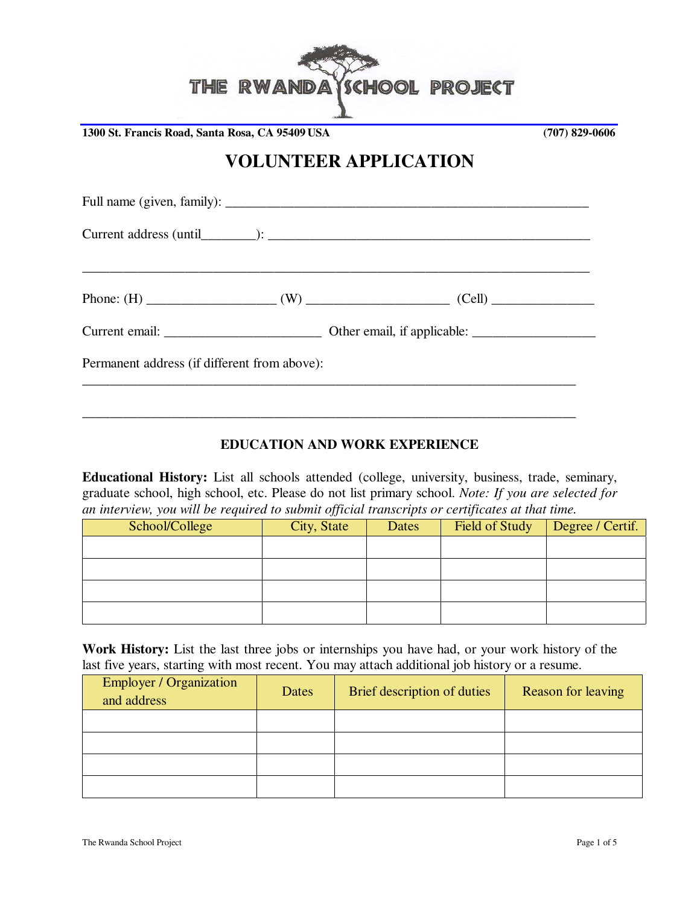THE RWANDA SCHOOL PROJECT

**1300 St. Francis Road, Santa Rosa, CA 95409 USA** **(707) 829-0606**

# VOLUNTEER APPLICATION

Full name (given, family): _______________________________________________________

Current address (until________): ________________________________________________

___________________________________________________________________________

Phone: (H) ___________________ (W) _____________________ (Cell) _______________

Current email: _______________________ Other email, if applicable: __________________

Permanent address (if different from above):

___________________________________________________________________________

___________________________________________________________________________

## EDUCATION AND WORK EXPERIENCE

**Educational History:** List all schools attended (college, university, business, trade, seminary, graduate school, high school, etc. Please do not list primary school. *Note: If you are selected for an interview, you will be required to submit official transcripts or certificates at that time.*

| School/College | City, State | Dates | Field of Study | Degree / Certif. |
|---|---|---|---|---|
| | | | | |
| | | | | |
| | | | | |
| | | | | |

**Work History:** List the last three jobs or internships you have had, or your work history of the last five years, starting with most recent. You may attach additional job history or a resume.

| Employer / Organization and address | Dates | Brief description of duties | Reason for leaving |
|---|---|---|---|
| | | | |
| | | | |
| | | | |
| | | | |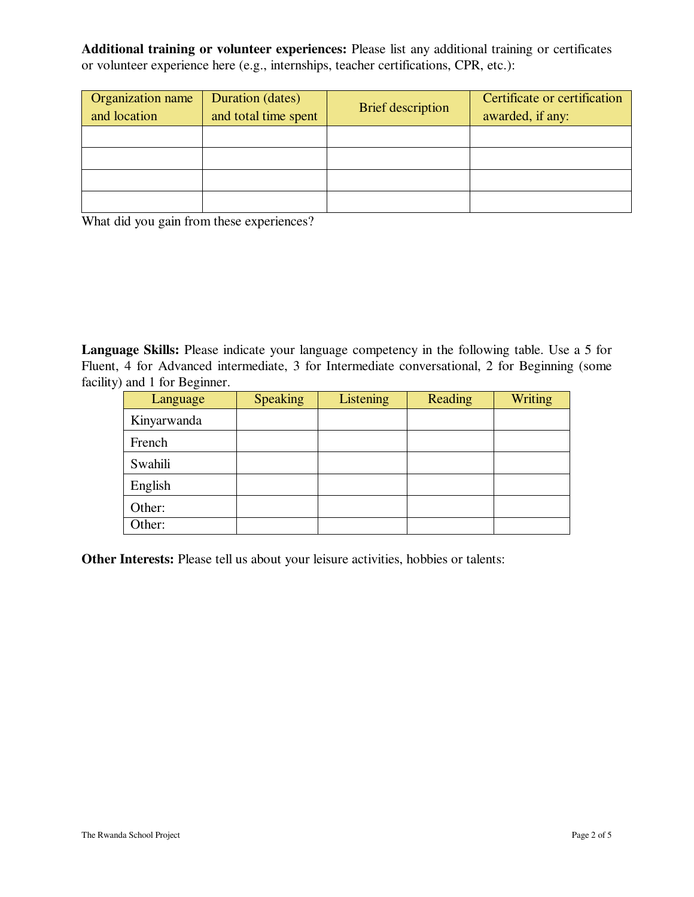**Additional training or volunteer experiences:** Please list any additional training or certificates or volunteer experience here (e.g., internships, teacher certifications, CPR, etc.):

| Organization name and location | Duration (dates) and total time spent | Brief description | Certificate or certification awarded, if any: |
|---|---|---|---|
| | | | |
| | | | |
| | | | |
| | | | |

What did you gain from these experiences?

**Language Skills:** Please indicate your language competency in the following table. Use a 5 for Fluent, 4 for Advanced intermediate, 3 for Intermediate conversational, 2 for Beginning (some facility) and 1 for Beginner.

| Language | Speaking | Listening | Reading | Writing |
|---|---|---|---|---|
| Kinyarwanda | | | | |
| French | | | | |
| Swahili | | | | |
| English | | | | |
| Other: | | | | |
| Other: | | | | |

**Other Interests:** Please tell us about your leisure activities, hobbies or talents: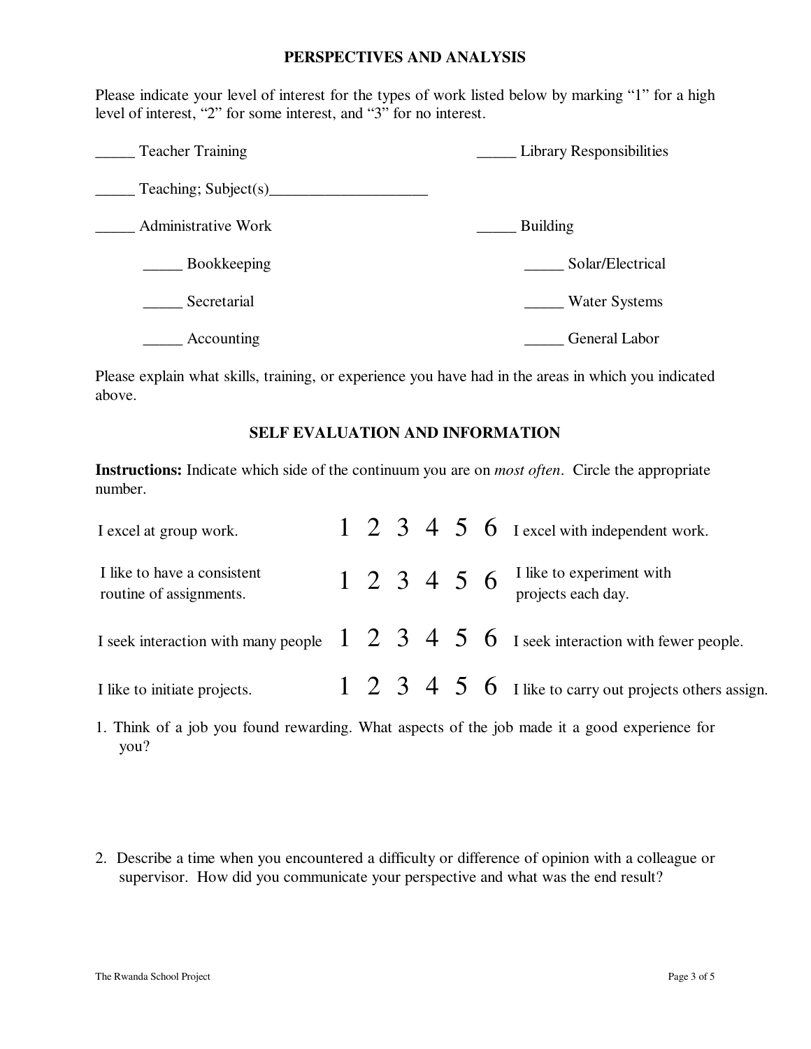## PERSPECTIVES AND ANALYSIS

Please indicate your level of interest for the types of work listed below by marking "1" for a high level of interest, "2" for some interest, and "3" for no interest.

_____ Teacher Training

_____ Teaching; Subject(s)____________________

_____ Administrative Work

- _____ Bookkeeping
- _____ Secretarial
- _____ Accounting

_____ Library Responsibilities

_____ Building

- _____ Solar/Electrical
- _____ Water Systems
- _____ General Labor

Please explain what skills, training, or experience you have had in the areas in which you indicated above.

## SELF EVALUATION AND INFORMATION

**Instructions:** Indicate which side of the continuum you are on *most often*. Circle the appropriate number.

| | | | | | | | |
|---|---|---|---|---|---|---|---|
| I excel at group work. | 1 | 2 | 3 | 4 | 5 | 6 | I excel with independent work. |
| I like to have a consistent routine of assignments. | 1 | 2 | 3 | 4 | 5 | 6 | I like to experiment with projects each day. |
| I seek interaction with many people | 1 | 2 | 3 | 4 | 5 | 6 | I seek interaction with fewer people. |
| I like to initiate projects. | 1 | 2 | 3 | 4 | 5 | 6 | I like to carry out projects others assign. |

1. Think of a job you found rewarding. What aspects of the job made it a good experience for you?

2. Describe a time when you encountered a difficulty or difference of opinion with a colleague or supervisor. How did you communicate your perspective and what was the end result?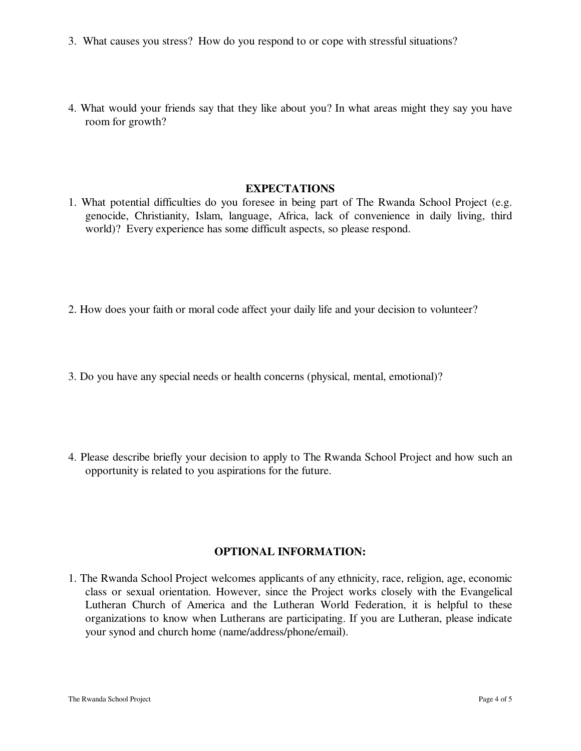3. What causes you stress? How do you respond to or cope with stressful situations?

4. What would your friends say that they like about you? In what areas might they say you have room for growth?

## EXPECTATIONS

1. What potential difficulties do you foresee in being part of The Rwanda School Project (e.g. genocide, Christianity, Islam, language, Africa, lack of convenience in daily living, third world)? Every experience has some difficult aspects, so please respond.

2. How does your faith or moral code affect your daily life and your decision to volunteer?

3. Do you have any special needs or health concerns (physical, mental, emotional)?

4. Please describe briefly your decision to apply to The Rwanda School Project and how such an opportunity is related to you aspirations for the future.

## OPTIONAL INFORMATION:

1. The Rwanda School Project welcomes applicants of any ethnicity, race, religion, age, economic class or sexual orientation. However, since the Project works closely with the Evangelical Lutheran Church of America and the Lutheran World Federation, it is helpful to these organizations to know when Lutherans are participating. If you are Lutheran, please indicate your synod and church home (name/address/phone/email).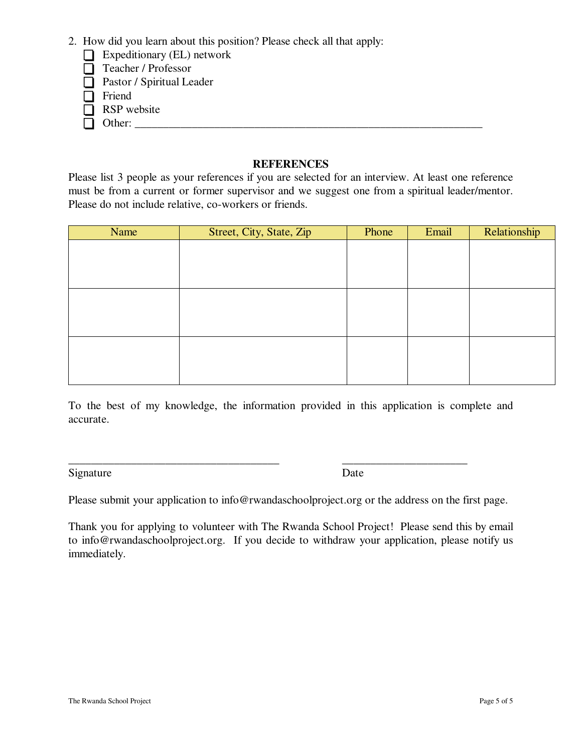2. How did you learn about this position? Please check all that apply:
   - ☐ Expeditionary (EL) network
   - ☐ Teacher / Professor
   - ☐ Pastor / Spiritual Leader
   - ☐ Friend
   - ☐ RSP website
   - ☐ Other: ______________________________________________________________

## REFERENCES

Please list 3 people as your references if you are selected for an interview. At least one reference must be from a current or former supervisor and we suggest one from a spiritual leader/mentor. Please do not include relative, co-workers or friends.

| Name | Street, City, State, Zip | Phone | Email | Relationship |
|---|---|---|---|---|
| | | | | |
| | | | | |
| | | | | |

To the best of my knowledge, the information provided in this application is complete and accurate.

______________________________________ ______________________

Signature Date

Please submit your application to info@rwandaschoolproject.org or the address on the first page.

Thank you for applying to volunteer with The Rwanda School Project! Please send this by email to info@rwandaschoolproject.org. If you decide to withdraw your application, please notify us immediately.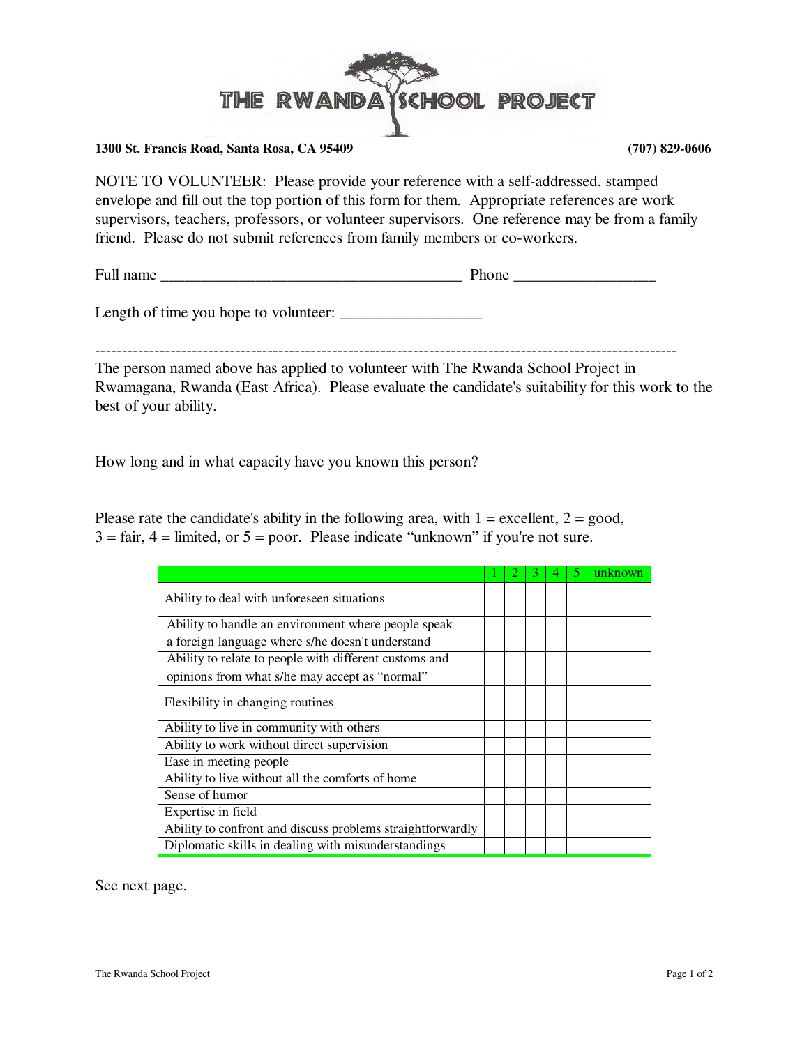# THE RWANDA SCHOOL PROJECT

**1300 St. Francis Road, Santa Rosa, CA 95409** **(707) 829-0606**

NOTE TO VOLUNTEER: Please provide your reference with a self-addressed, stamped envelope and fill out the top portion of this form for them. Appropriate references are work supervisors, teachers, professors, or volunteer supervisors. One reference may be from a family friend. Please do not submit references from family members or co-workers.

Full name ______________________________________ Phone _________________

Length of time you hope to volunteer: _________________

---

The person named above has applied to volunteer with The Rwanda School Project in Rwamagana, Rwanda (East Africa). Please evaluate the candidate's suitability for this work to the best of your ability.

How long and in what capacity have you known this person?

Please rate the candidate's ability in the following area, with 1 = excellent, 2 = good, 3 = fair, 4 = limited, or 5 = poor. Please indicate "unknown" if you're not sure.

| | 1 | 2 | 3 | 4 | 5 | unknown |
|---|---|---|---|---|---|---|
| Ability to deal with unforeseen situations | | | | | | |
| Ability to handle an environment where people speak a foreign language where s/he doesn't understand | | | | | | |
| Ability to relate to people with different customs and opinions from what s/he may accept as "normal" | | | | | | |
| Flexibility in changing routines | | | | | | |
| Ability to live in community with others | | | | | | |
| Ability to work without direct supervision | | | | | | |
| Ease in meeting people | | | | | | |
| Ability to live without all the comforts of home | | | | | | |
| Sense of humor | | | | | | |
| Expertise in field | | | | | | |
| Ability to confront and discuss problems straightforwardly | | | | | | |
| Diplomatic skills in dealing with misunderstandings | | | | | | |

See next page.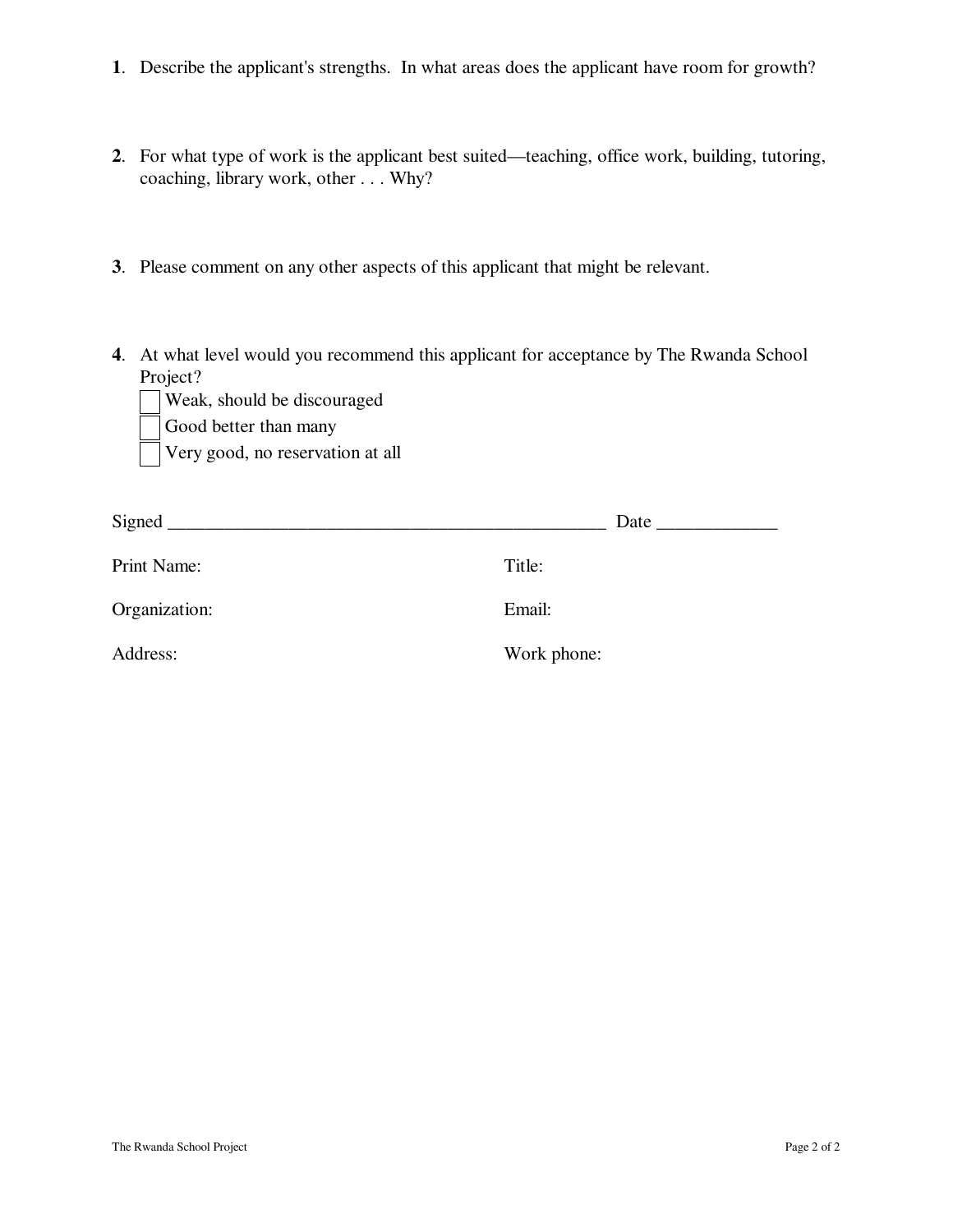**1**. Describe the applicant's strengths. In what areas does the applicant have room for growth?

**2**. For what type of work is the applicant best suited—teaching, office work, building, tutoring, coaching, library work, other . . . Why?

**3**. Please comment on any other aspects of this applicant that might be relevant.

**4**. At what level would you recommend this applicant for acceptance by The Rwanda School Project?

- ☐ Weak, should be discouraged
- ☐ Good better than many
- ☐ Very good, no reservation at all

Signed ________________________________________________ Date _____________

Print Name: Title:

Organization: Email:

Address: Work phone: